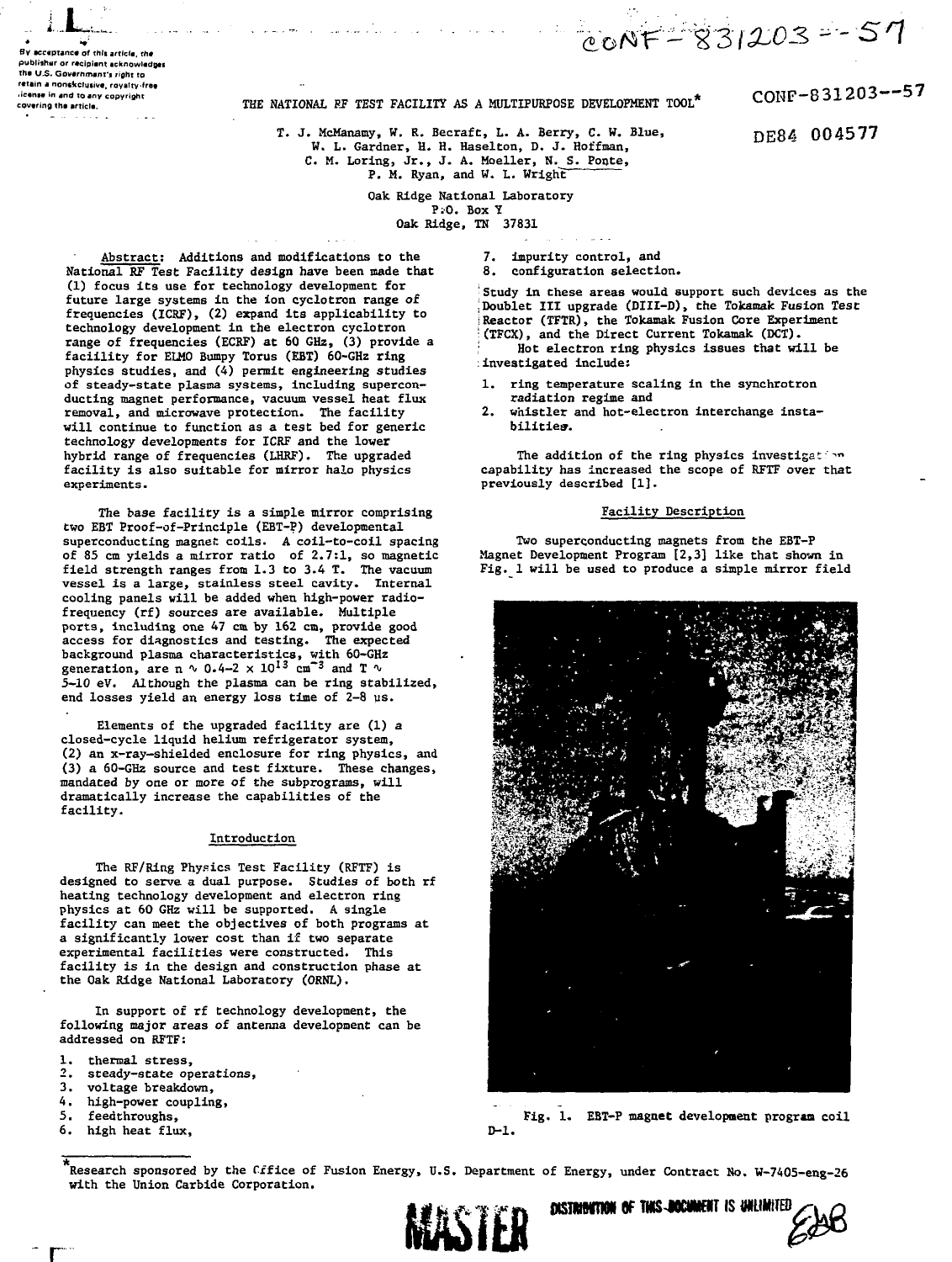By acceptance of this article, the publisher or recipient acknowledges the U.S. Government's right to retain a nonexclusive, royalty-free license in and to any copyright covering the article.

CONF-831203--57

DE84 004577

# THE NATIONAL RF TEST FACILITY AS A MULTIPURPOSE DEVELOPMENT TOOL*

T. J. McManamy, W. R. Becraft, L. A. Berry, C. W. Blue, W. L. Gardner, H. H. Haselton, D. J. Hoffman, C. M. Loring, Jr., J. A. Moeller, N. S. Ponte, P. M. Ryan, and W. L. Wright

Oak Ridge National Laboratory
P.O. Box Y
Oak Ridge, TN 37831

Abstract: Additions and modifications to the National RF Test Facility design have been made that (1) focus its use for technology development for future large systems in the ion cyclotron range of frequencies (ICRF), (2) expand its applicability to technology development in the electron cyclotron range of frequencies (ECRF) at 60 GHz, (3) provide a facility for ELMO Bumpy Torus (EBT) 60-GHz ring physics studies, and (4) permit engineering studies of steady-state plasma systems, including superconducting magnet performance, vacuum vessel heat flux removal, and microwave protection. The facility will continue to function as a test bed for generic technology developments for ICRF and the lower hybrid range of frequencies (LHRF). The upgraded facility is also suitable for mirror halo physics experiments.

The base facility is a simple mirror comprising two EBT Proof-of-Principle (EBT-P) developmental superconducting magnet coils. A coil-to-coil spacing of 85 cm yields a mirror ratio of 2.7:1, so magnetic field strength ranges from 1.3 to 3.4 T. The vacuum vessel is a large, stainless steel cavity. Internal cooling panels will be added when high-power radio-frequency (rf) sources are available. Multiple ports, including one 47 cm by 162 cm, provide good access for diagnostics and testing. The expected background plasma characteristics, with 60-GHz generation, are $n \sim 0.4\text{–}2 \times 10^{13}$ cm$^{-3}$ and $T \sim$ 5–10 eV. Although the plasma can be ring stabilized, end losses yield an energy loss time of 2–8 µs.

Elements of the upgraded facility are (1) a closed-cycle liquid helium refrigerator system, (2) an x-ray-shielded enclosure for ring physics, and (3) a 60-GHz source and test fixture. These changes, mandated by one or more of the subprograms, will dramatically increase the capabilities of the facility.

## Introduction

The RF/Ring Physics Test Facility (RFTF) is designed to serve a dual purpose. Studies of both rf heating technology development and electron ring physics at 60 GHz will be supported. A single facility can meet the objectives of both programs at a significantly lower cost than if two separate experimental facilities were constructed. This facility is in the design and construction phase at the Oak Ridge National Laboratory (ORNL).

In support of rf technology development, the following major areas of antenna development can be addressed on RFTF:

1. thermal stress,
2. steady-state operations,
3. voltage breakdown,
4. high-power coupling,
5. feedthroughs,
6. high heat flux,
7. impurity control, and
8. configuration selection.

Study in these areas would support such devices as the Doublet III upgrade (DIII-D), the Tokamak Fusion Test Reactor (TFTR), the Tokamak Fusion Core Experiment (TFCX), and the Direct Current Tokamak (DCT).

Hot electron ring physics issues that will be investigated include:

1. ring temperature scaling in the synchrotron radiation regime and
2. whistler and hot-electron interchange instabilities.

The addition of the ring physics investigation capability has increased the scope of RFTF over that previously described [1].

## Facility Description

Two superconducting magnets from the EBT-P Magnet Development Program [2,3] like that shown in Fig. 1 will be used to produce a simple mirror field

Fig. 1. EBT-P magnet development program coil D-1.

*Research sponsored by the Office of Fusion Energy, U.S. Department of Energy, under Contract No. W-7405-eng-26 with the Union Carbide Corporation.

MASTER

DISTRIBUTION OF THIS DOCUMENT IS UNLIMITED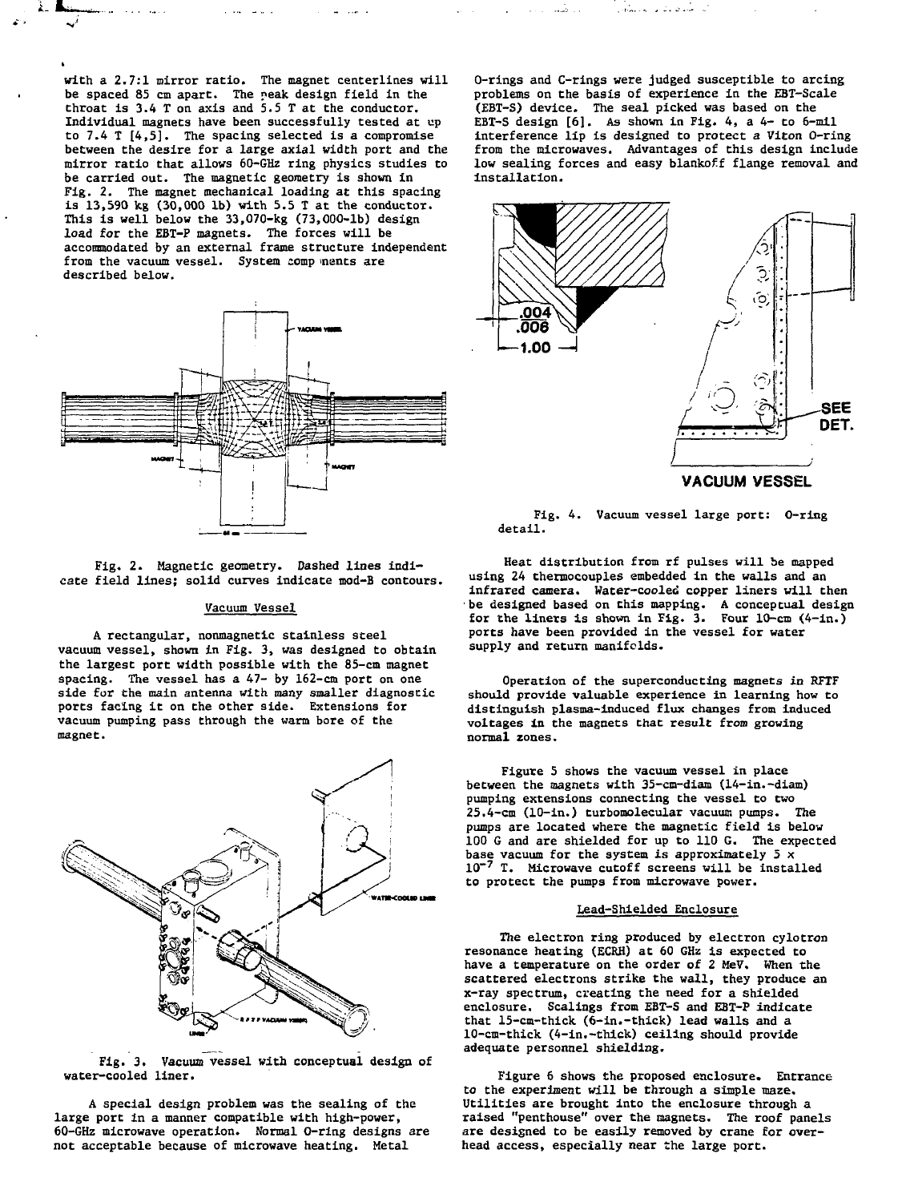with a 2.7:1 mirror ratio. The magnet centerlines will be spaced 85 cm apart. The peak design field in the throat is 3.4 T on axis and 5.5 T at the conductor. Individual magnets have been successfully tested at up to 7.4 T [4,5]. The spacing selected is a compromise between the desire for a large axial width port and the mirror ratio that allows 60-GHz ring physics studies to be carried out. The magnetic geometry is shown in Fig. 2. The magnet mechanical loading at this spacing is 13,590 kg (30,000 lb) with 5.5 T at the conductor. This is well below the 33,070-kg (73,000-lb) design load for the EBT-P magnets. The forces will be accommodated by an external frame structure independent from the vacuum vessel. System components are described below.

Fig. 2. Magnetic geometry. Dashed lines indicate field lines; solid curves indicate mod-B contours.

## Vacuum Vessel

A rectangular, nonmagnetic stainless steel vacuum vessel, shown in Fig. 3, was designed to obtain the largest port width possible with the 85-cm magnet spacing. The vessel has a 47- by 162-cm port on one side for the main antenna with many smaller diagnostic ports facing it on the other side. Extensions for vacuum pumping pass through the warm bore of the magnet.

Fig. 3. Vacuum vessel with conceptual design of water-cooled liner.

A special design problem was the sealing of the large port in a manner compatible with high-power, 60-GHz microwave operation. Normal O-ring designs are not acceptable because of microwave heating. Metal O-rings and C-rings were judged susceptible to arcing problems on the basis of experience in the EBT-Scale (EBT-S) device. The seal picked was based on the EBT-S design [6]. As shown in Fig. 4, a 4- to 6-mil interference lip is designed to protect a Viton O-ring from the microwaves. Advantages of this design include low sealing forces and easy blankoff flange removal and installation.

Fig. 4. Vacuum vessel large port: O-ring detail.

Heat distribution from rf pulses will be mapped using 24 thermocouples embedded in the walls and an infrared camera. Water-cooled copper liners will then be designed based on this mapping. A conceptual design for the liners is shown in Fig. 3. Four 10-cm (4-in.) ports have been provided in the vessel for water supply and return manifolds.

Operation of the superconducting magnets in RFTF should provide valuable experience in learning how to distinguish plasma-induced flux changes from induced voltages in the magnets that result from growing normal zones.

Figure 5 shows the vacuum vessel in place between the magnets with 35-cm-diam (14-in.-diam) pumping extensions connecting the vessel to two 25.4-cm (10-in.) turbomolecular vacuum pumps. The pumps are located where the magnetic field is below 100 G and are shielded for up to 110 G. The expected base vacuum for the system is approximately $5 \times 10^{-7}$ T. Microwave cutoff screens will be installed to protect the pumps from microwave power.

## Lead-Shielded Enclosure

The electron ring produced by electron cylotron resonance heating (ECRH) at 60 GHz is expected to have a temperature on the order of 2 MeV. When the scattered electrons strike the wall, they produce an x-ray spectrum, creating the need for a shielded enclosure. Scalings from EBT-S and EBT-P indicate that 15-cm-thick (6-in.-thick) lead walls and a 10-cm-thick (4-in.-thick) ceiling should provide adequate personnel shielding.

Figure 6 shows the proposed enclosure. Entrance to the experiment will be through a simple maze. Utilities are brought into the enclosure through a raised "penthouse" over the magnets. The roof panels are designed to be easily removed by crane for overhead access, especially near the large port.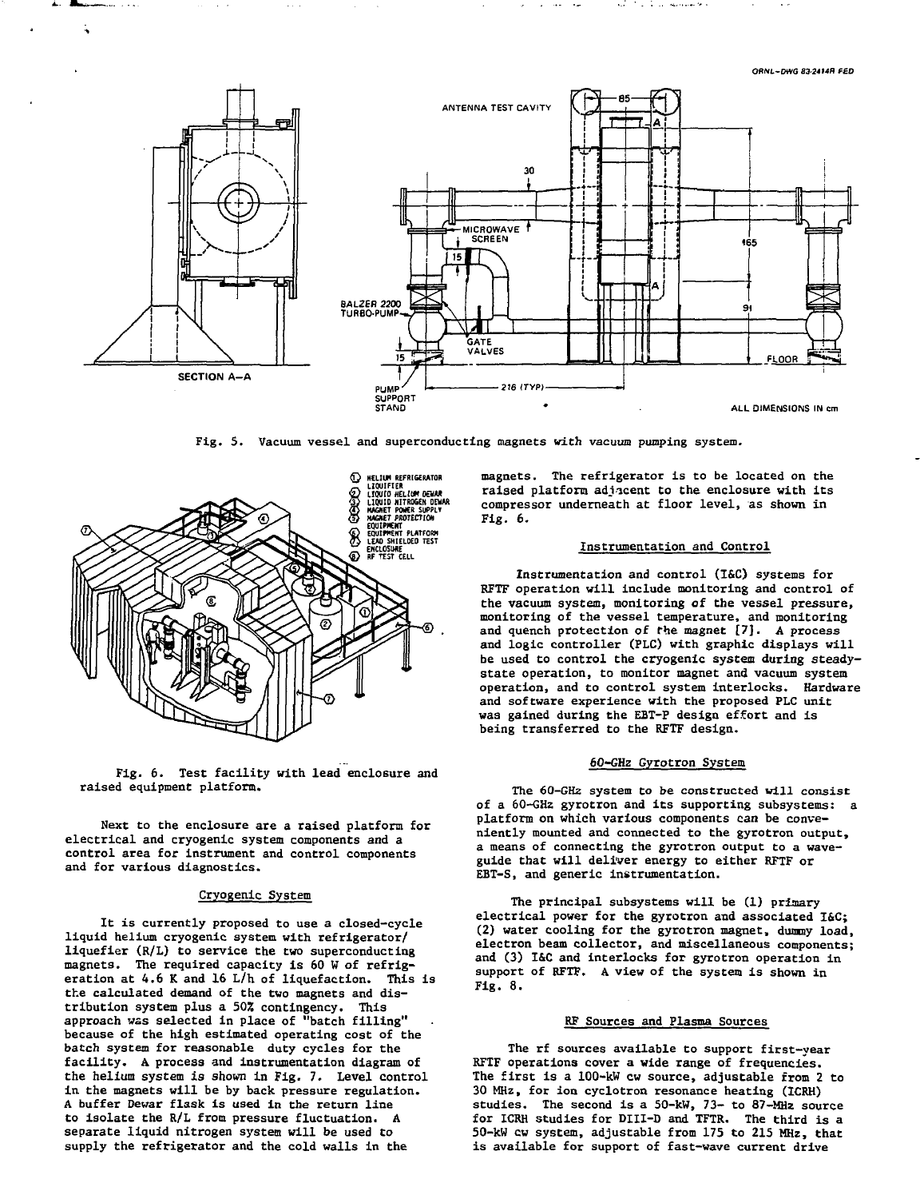Fig. 5. Vacuum vessel and superconducting magnets with vacuum pumping system.

Fig. 6. Test facility with lead enclosure and raised equipment platform.

Next to the enclosure are a raised platform for electrical and cryogenic system components and a control area for instrument and control components and for various diagnostics.

## Cryogenic System

It is currently proposed to use a closed-cycle liquid helium cryogenic system with refrigerator/liquefier (R/L) to service the two superconducting magnets. The required capacity is 60 W of refrigeration at 4.6 K and 16 L/h of liquefaction. This is the calculated demand of the two magnets and distribution system plus a 50% contingency. This approach was selected in place of "batch filling" because of the high estimated operating cost of the batch system for reasonable duty cycles for the facility. A process and instrumentation diagram of the helium system is shown in Fig. 7. Level control in the magnets will be by back pressure regulation. A buffer Dewar flask is used in the return line to isolate the R/L from pressure fluctuation. A separate liquid nitrogen system will be used to supply the refrigerator and the cold walls in the magnets. The refrigerator is to be located on the raised platform adjacent to the enclosure with its compressor underneath at floor level, as shown in Fig. 6.

## Instrumentation and Control

Instrumentation and control (I&C) systems for RFTF operation will include monitoring and control of the vacuum system, monitoring of the vessel pressure, monitoring of the vessel temperature, and monitoring and quench protection of the magnet [7]. A process and logic controller (PLC) with graphic displays will be used to control the cryogenic system during steady-state operation, to monitor magnet and vacuum system operation, and to control system interlocks. Hardware and software experience with the proposed PLC unit was gained during the EBT-P design effort and is being transferred to the RFTF design.

## 60-GHz Gyrotron System

The 60-GHz system to be constructed will consist of a 60-GHz gyrotron and its supporting subsystems: a platform on which various components can be conveniently mounted and connected to the gyrotron output, a means of connecting the gyrotron output to a waveguide that will deliver energy to either RFTF or EBT-S, and generic instrumentation.

The principal subsystems will be (1) primary electrical power for the gyrotron and associated I&C; (2) water cooling for the gyrotron magnet, dummy load, electron beam collector, and miscellaneous components; and (3) I&C and interlocks for gyrotron operation in support of RFTF. A view of the system is shown in Fig. 8.

## RF Sources and Plasma Sources

The rf sources available to support first-year RFTF operations cover a wide range of frequencies. The first is a 100-kW cw source, adjustable from 2 to 30 MHz, for ion cyclotron resonance heating (ICRH) studies. The second is a 50-kW, 73- to 87-MHz source for ICRH studies for DIII-D and TFTR. The third is a 50-kW cw system, adjustable from 175 to 215 MHz, that is available for support of fast-wave current drive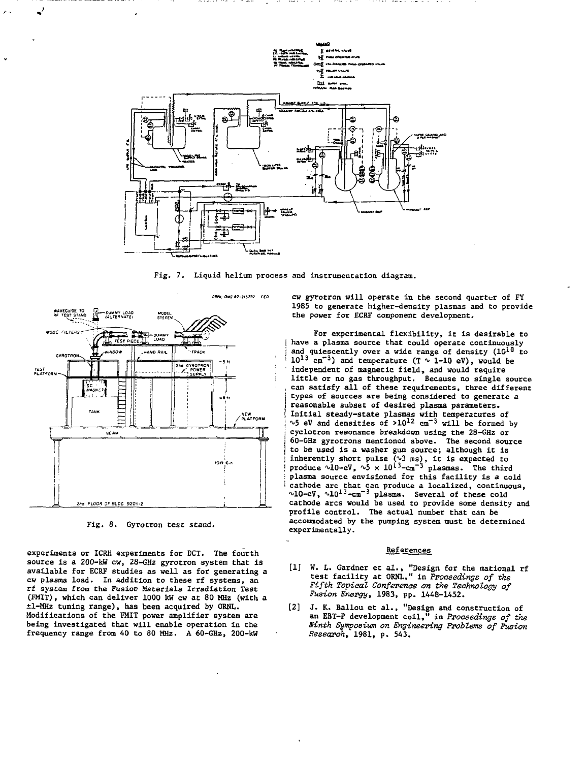Fig. 7. Liquid helium process and instrumentation diagram.

Fig. 8. Gyrotron test stand.

experiments or ICRH experiments for DCT. The fourth source is a 200-kW cw, 28-GHz gyrotron system that is available for ECRF studies as well as for generating a cw plasma load. In addition to these rf systems, an rf system from the Fusion Materials Irradiation Test (FMIT), which can deliver 1000 kW cw at 80 MHz (with a ±1-MHz tuning range), has been acquired by ORNL. Modifications of the FMIT power amplifier system are being investigated that will enable operation in the frequency range from 40 to 80 MHz. A 60-GHz, 200-kW cw gyrotron will operate in the second quarter of FY 1985 to generate higher-density plasmas and to provide the power for ECRF component development.

For experimental flexibility, it is desirable to have a plasma source that could operate continuously and quiescently over a wide range of density ($10^{10}$ to $10^{13}$ cm$^{-3}$) and temperature ($T \sim 1$-$10$ eV), would be independent of magnetic field, and would require little or no gas throughput. Because no single source can satisfy all of these requirements, three different types of sources are being considered to generate a reasonable subset of desired plasma parameters. Initial steady-state plasmas with temperatures of $\sim$5 eV and densities of $>10^{12}$ cm$^{-3}$ will be formed by cyclotron resonance breakdown using the 28-GHz or 60-GHz gyrotrons mentioned above. The second source to be used is a washer gun source; although it is inherently short pulse ($\sim$3 ms), it is expected to produce $\sim$10-eV, $\sim 5 \times 10^{13}$-cm$^{-3}$ plasmas. The third plasma source envisioned for this facility is a cold cathode arc that can produce a localized, continuous, $\sim$10-eV, $\sim 10^{13}$-cm$^{-3}$ plasma. Several of these cold cathode arcs would be used to provide some density and profile control. The actual number that can be accommodated by the pumping system must be determined experimentally.

## References

[1] W. L. Gardner et al., "Design for the national rf test facility at ORNL," in *Proceedings of the Fifth Topical Conference on the Technology of Fusion Energy*, 1983, pp. 1448-1452.

[2] J. K. Ballou et al., "Design and construction of an EBT-P development coil," in *Proceedings of the Ninth Symposium on Engineering Problems of Fusion Research*, 1981, p. 543.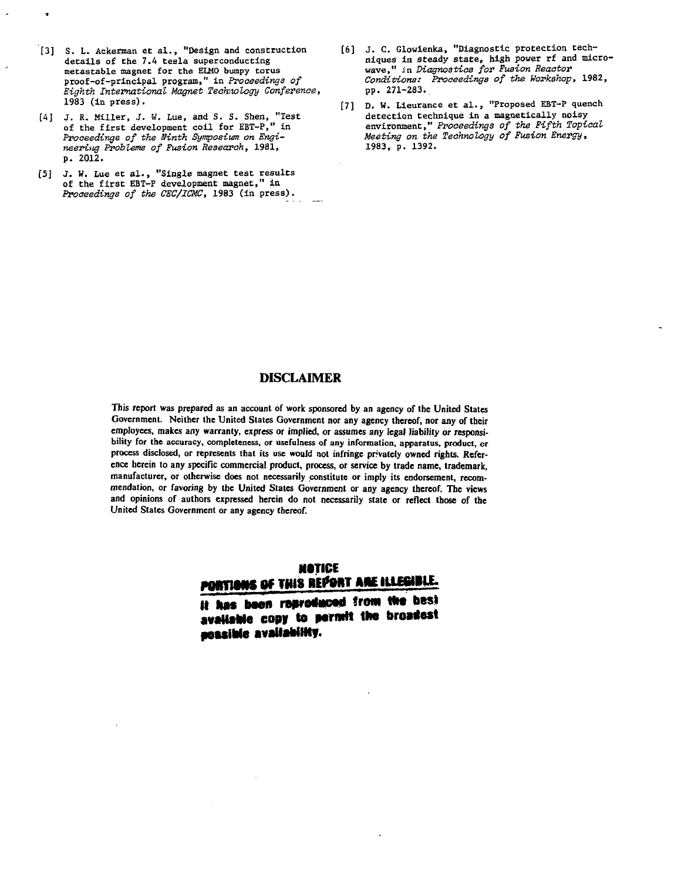[3] S. L. Ackerman et al., "Design and construction details of the 7.4 tesla superconducting metastable magnet for the ELMO bumpy torus proof-of-principal program," in *Proceedings of Eighth International Magnet Technology Conference*, 1983 (in press).

[4] J. R. Miller, J. W. Lue, and S. S. Shen, "Test of the first development coil for EBT-P," in *Proceedings of the Ninth Symposium on Engineering Problems of Fusion Research*, 1981, p. 2012.

[5] J. W. Lue et al., "Single magnet test results of the first EBT-P development magnet," in *Proceedings of the CEC/ICMC*, 1983 (in press).

[6] J. C. Glowienka, "Diagnostic protection techniques in steady state, high power rf and microwave," in *Diagnostics for Fusion Reactor Conditions: Proceedings of the Workshop*, 1982, pp. 271-283.

[7] D. W. Lieurance et al., "Proposed EBT-P quench detection technique in a magnetically noisy environment," *Proceedings of the Fifth Topical Meeting on the Technology of Fusion Energy*, 1983, p. 1392.

## DISCLAIMER

This report was prepared as an account of work sponsored by an agency of the United States Government. Neither the United States Government nor any agency thereof, nor any of their employees, makes any warranty, express or implied, or assumes any legal liability or responsibility for the accuracy, completeness, or usefulness of any information, apparatus, product, or process disclosed, or represents that its use would not infringe privately owned rights. Reference herein to any specific commercial product, process, or service by trade name, trademark, manufacturer, or otherwise does not necessarily constitute or imply its endorsement, recommendation, or favoring by the United States Government or any agency thereof. The views and opinions of authors expressed herein do not necessarily state or reflect those of the United States Government or any agency thereof.

**NOTICE**

**PORTIONS OF THIS REPORT ARE ILLEGIBLE.**

**It has been reproduced from the best available copy to permit the broadest possible availability.**